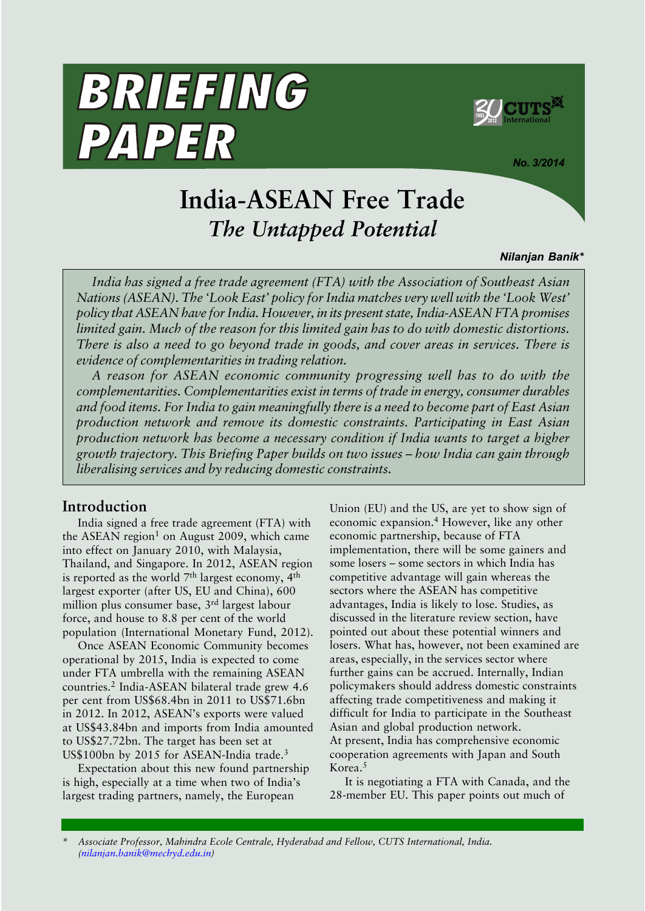# BRIEFING PAPER

No. 3/2014

# India-ASEAN Free Trade

## *The Untapped Potential*

***Nilanjan Banik****

*India has signed a free trade agreement (FTA) with the Association of Southeast Asian Nations (ASEAN). The 'Look East' policy for India matches very well with the 'Look West' policy that ASEAN have for India. However, in its present state, India-ASEAN FTA promises limited gain. Much of the reason for this limited gain has to do with domestic distortions. There is also a need to go beyond trade in goods, and cover areas in services. There is evidence of complementarities in trading relation.*

*A reason for ASEAN economic community progressing well has to do with the complementarities. Complementarities exist in terms of trade in energy, consumer durables and food items. For India to gain meaningfully there is a need to become part of East Asian production network and remove its domestic constraints. Participating in East Asian production network has become a necessary condition if India wants to target a higher growth trajectory. This Briefing Paper builds on two issues – how India can gain through liberalising services and by reducing domestic constraints.*

## Introduction

India signed a free trade agreement (FTA) with the ASEAN region[1] on August 2009, which came into effect on January 2010, with Malaysia, Thailand, and Singapore. In 2012, ASEAN region is reported as the world 7th largest economy, 4th largest exporter (after US, EU and China), 600 million plus consumer base, 3rd largest labour force, and house to 8.8 per cent of the world population (International Monetary Fund, 2012).

Once ASEAN Economic Community becomes operational by 2015, India is expected to come under FTA umbrella with the remaining ASEAN countries.[2] India-ASEAN bilateral trade grew 4.6 per cent from US$68.4bn in 2011 to US$71.6bn in 2012. In 2012, ASEAN's exports were valued at US$43.84bn and imports from India amounted to US$27.72bn. The target has been set at US$100bn by 2015 for ASEAN-India trade.[3]

Expectation about this new found partnership is high, especially at a time when two of India's largest trading partners, namely, the European Union (EU) and the US, are yet to show sign of economic expansion.[4] However, like any other economic partnership, because of FTA implementation, there will be some gainers and some losers – some sectors in which India has competitive advantage will gain whereas the sectors where the ASEAN has competitive advantages, India is likely to lose. Studies, as discussed in the literature review section, have pointed out about these potential winners and losers. What has, however, not been examined are areas, especially, in the services sector where further gains can be accrued. Internally, Indian policymakers should address domestic constraints affecting trade competitiveness and making it difficult for India to participate in the Southeast Asian and global production network.

At present, India has comprehensive economic cooperation agreements with Japan and South Korea.[5]

It is negotiating a FTA with Canada, and the 28-member EU. This paper points out much of

\* *Associate Professor, Mahindra Ecole Centrale, Hyderabad and Fellow, CUTS International, India. (nilanjan.banik@mechyd.edu.in)*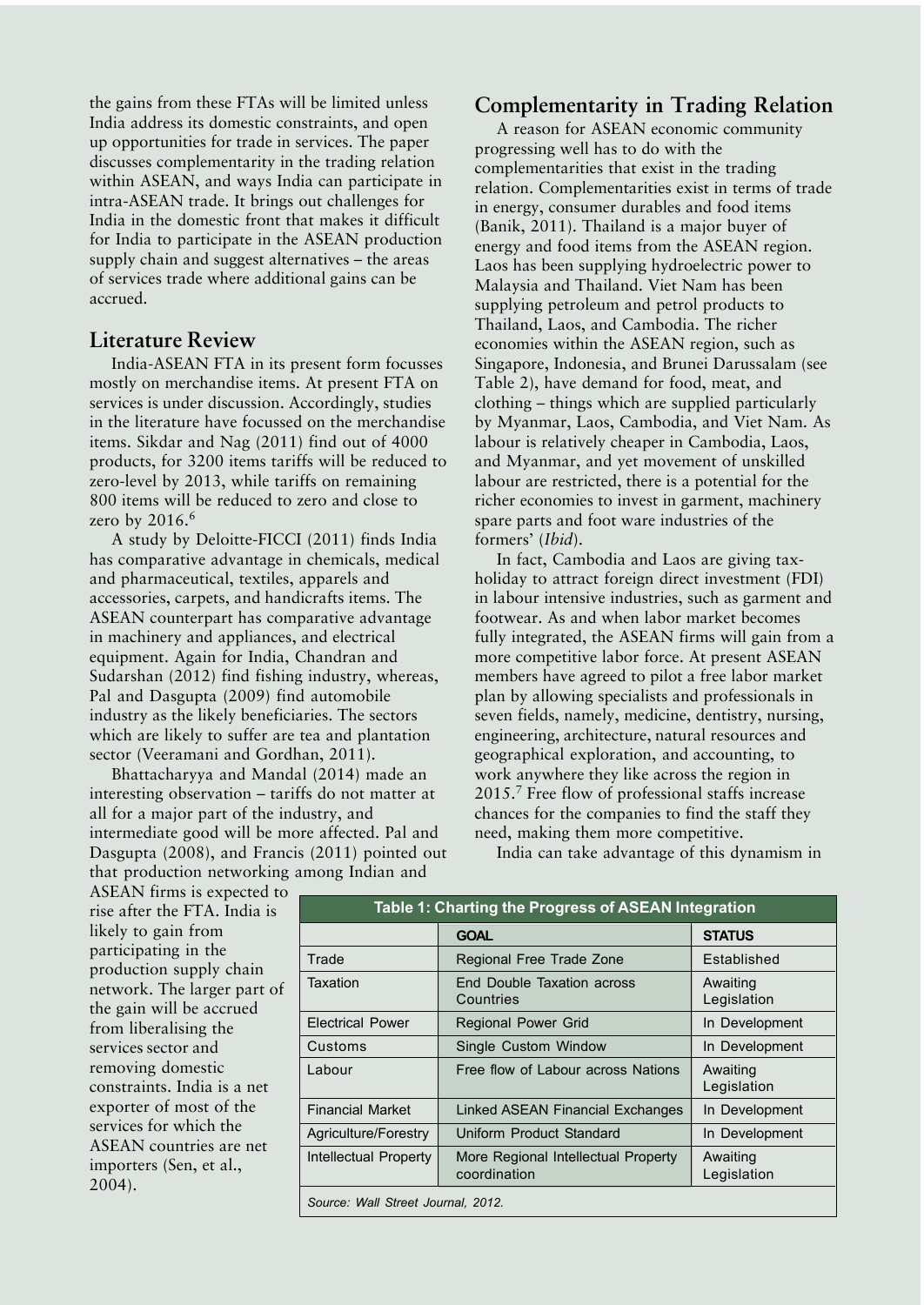the gains from these FTAs will be limited unless India address its domestic constraints, and open up opportunities for trade in services. The paper discusses complementarity in the trading relation within ASEAN, and ways India can participate in intra-ASEAN trade. It brings out challenges for India in the domestic front that makes it difficult for India to participate in the ASEAN production supply chain and suggest alternatives – the areas of services trade where additional gains can be accrued.

## Literature Review

India-ASEAN FTA in its present form focusses mostly on merchandise items. At present FTA on services is under discussion. Accordingly, studies in the literature have focussed on the merchandise items. Sikdar and Nag (2011) find out of 4000 products, for 3200 items tariffs will be reduced to zero-level by 2013, while tariffs on remaining 800 items will be reduced to zero and close to zero by 2016.[6]

A study by Deloitte-FICCI (2011) finds India has comparative advantage in chemicals, medical and pharmaceutical, textiles, apparels and accessories, carpets, and handicrafts items. The ASEAN counterpart has comparative advantage in machinery and appliances, and electrical equipment. Again for India, Chandran and Sudarshan (2012) find fishing industry, whereas, Pal and Dasgupta (2009) find automobile industry as the likely beneficiaries. The sectors which are likely to suffer are tea and plantation sector (Veeramani and Gordhan, 2011).

Bhattacharyya and Mandal (2014) made an interesting observation – tariffs do not matter at all for a major part of the industry, and intermediate good will be more affected. Pal and Dasgupta (2008), and Francis (2011) pointed out that production networking among Indian and ASEAN firms is expected to rise after the FTA. India is likely to gain from participating in the production supply chain network. The larger part of the gain will be accrued from liberalising the services sector and removing domestic constraints. India is a net exporter of most of the services for which the ASEAN countries are net importers (Sen, et al., 2004).

## Complementarity in Trading Relation

A reason for ASEAN economic community progressing well has to do with the complementarities that exist in the trading relation. Complementarities exist in terms of trade in energy, consumer durables and food items (Banik, 2011). Thailand is a major buyer of energy and food items from the ASEAN region. Laos has been supplying hydroelectric power to Malaysia and Thailand. Viet Nam has been supplying petroleum and petrol products to Thailand, Laos, and Cambodia. The richer economies within the ASEAN region, such as Singapore, Indonesia, and Brunei Darussalam (see Table 2), have demand for food, meat, and clothing – things which are supplied particularly by Myanmar, Laos, Cambodia, and Viet Nam. As labour is relatively cheaper in Cambodia, Laos, and Myanmar, and yet movement of unskilled labour are restricted, there is a potential for the richer economies to invest in garment, machinery spare parts and foot ware industries of the formers' (*Ibid*).

In fact, Cambodia and Laos are giving tax-holiday to attract foreign direct investment (FDI) in labour intensive industries, such as garment and footwear. As and when labor market becomes fully integrated, the ASEAN firms will gain from a more competitive labor force. At present ASEAN members have agreed to pilot a free labor market plan by allowing specialists and professionals in seven fields, namely, medicine, dentistry, nursing, engineering, architecture, natural resources and geographical exploration, and accounting, to work anywhere they like across the region in 2015.[7] Free flow of professional staffs increase chances for the companies to find the staff they need, making them more competitive.

India can take advantage of this dynamism in

**Table 1: Charting the Progress of ASEAN Integration**

| | GOAL | STATUS |
|---|---|---|
| Trade | Regional Free Trade Zone | Established |
| Taxation | End Double Taxation across Countries | Awaiting Legislation |
| Electrical Power | Regional Power Grid | In Development |
| Customs | Single Custom Window | In Development |
| Labour | Free flow of Labour across Nations | Awaiting Legislation |
| Financial Market | Linked ASEAN Financial Exchanges | In Development |
| Agriculture/Forestry | Uniform Product Standard | In Development |
| Intellectual Property | More Regional Intellectual Property coordination | Awaiting Legislation |

*Source: Wall Street Journal, 2012.*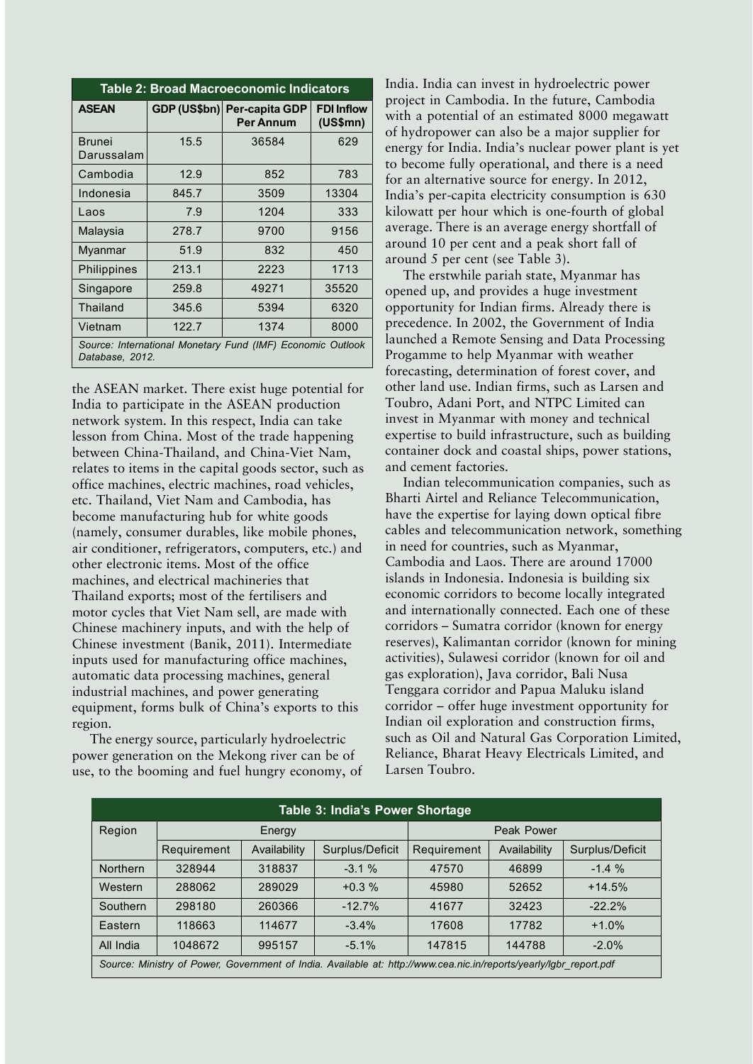**Table 2: Broad Macroeconomic Indicators**

| ASEAN | GDP (US$bn) | Per-capita GDP Per Annum | FDI Inflow (US$mn) |
|---|---|---|---|
| Brunei Darussalam | 15.5 | 36584 | 629 |
| Cambodia | 12.9 | 852 | 783 |
| Indonesia | 845.7 | 3509 | 13304 |
| Laos | 7.9 | 1204 | 333 |
| Malaysia | 278.7 | 9700 | 9156 |
| Myanmar | 51.9 | 832 | 450 |
| Philippines | 213.1 | 2223 | 1713 |
| Singapore | 259.8 | 49271 | 35520 |
| Thailand | 345.6 | 5394 | 6320 |
| Vietnam | 122.7 | 1374 | 8000 |

*Source: International Monetary Fund (IMF) Economic Outlook Database, 2012.*

the ASEAN market. There exist huge potential for India to participate in the ASEAN production network system. In this respect, India can take lesson from China. Most of the trade happening between China-Thailand, and China-Viet Nam, relates to items in the capital goods sector, such as office machines, electric machines, road vehicles, etc. Thailand, Viet Nam and Cambodia, has become manufacturing hub for white goods (namely, consumer durables, like mobile phones, air conditioner, refrigerators, computers, etc.) and other electronic items. Most of the office machines, and electrical machineries that Thailand exports; most of the fertilisers and motor cycles that Viet Nam sell, are made with Chinese machinery inputs, and with the help of Chinese investment (Banik, 2011). Intermediate inputs used for manufacturing office machines, automatic data processing machines, general industrial machines, and power generating equipment, forms bulk of China's exports to this region.

The energy source, particularly hydroelectric power generation on the Mekong river can be of use, to the booming and fuel hungry economy, of India. India can invest in hydroelectric power project in Cambodia. In the future, Cambodia with a potential of an estimated 8000 megawatt of hydropower can also be a major supplier for energy for India. India's nuclear power plant is yet to become fully operational, and there is a need for an alternative source for energy. In 2012, India's per-capita electricity consumption is 630 kilowatt per hour which is one-fourth of global average. There is an average energy shortfall of around 10 per cent and a peak short fall of around 5 per cent (see Table 3).

The erstwhile pariah state, Myanmar has opened up, and provides a huge investment opportunity for Indian firms. Already there is precedence. In 2002, the Government of India launched a Remote Sensing and Data Processing Progamme to help Myanmar with weather forecasting, determination of forest cover, and other land use. Indian firms, such as Larsen and Toubro, Adani Port, and NTPC Limited can invest in Myanmar with money and technical expertise to build infrastructure, such as building container dock and coastal ships, power stations, and cement factories.

Indian telecommunication companies, such as Bharti Airtel and Reliance Telecommunication, have the expertise for laying down optical fibre cables and telecommunication network, something in need for countries, such as Myanmar, Cambodia and Laos. There are around 17000 islands in Indonesia. Indonesia is building six economic corridors to become locally integrated and internationally connected. Each one of these corridors – Sumatra corridor (known for energy reserves), Kalimantan corridor (known for mining activities), Sulawesi corridor (known for oil and gas exploration), Java corridor, Bali Nusa Tenggara corridor and Papua Maluku island corridor – offer huge investment opportunity for Indian oil exploration and construction firms, such as Oil and Natural Gas Corporation Limited, Reliance, Bharat Heavy Electricals Limited, and Larsen Toubro.

**Table 3: India's Power Shortage**

| Region | Energy | | | Peak Power | | |
|---|---|---|---|---|---|---|
| | Requirement | Availability | Surplus/Deficit | Requirement | Availability | Surplus/Deficit |
| Northern | 328944 | 318837 | -3.1 % | 47570 | 46899 | -1.4 % |
| Western | 288062 | 289029 | +0.3 % | 45980 | 52652 | +14.5% |
| Southern | 298180 | 260366 | -12.7% | 41677 | 32423 | -22.2% |
| Eastern | 118663 | 114677 | -3.4% | 17608 | 17782 | +1.0% |
| All India | 1048672 | 995157 | -5.1% | 147815 | 144788 | -2.0% |

*Source: Ministry of Power, Government of India. Available at: http://www.cea.nic.in/reports/yearly/lgbr_report.pdf*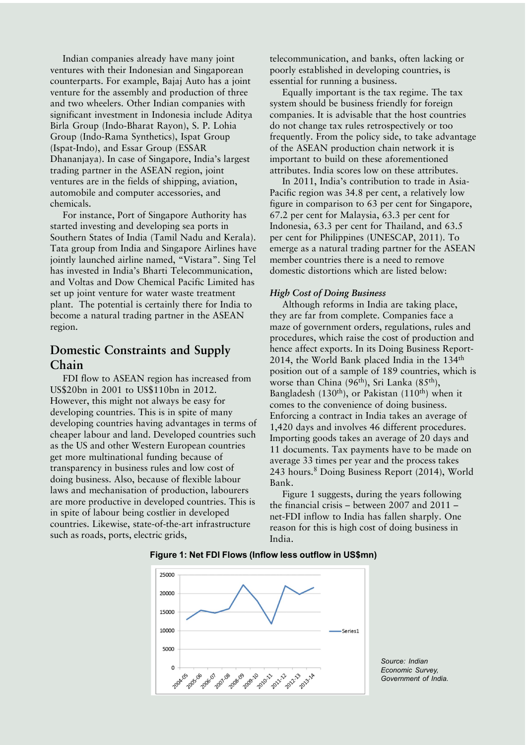Indian companies already have many joint ventures with their Indonesian and Singaporean counterparts. For example, Bajaj Auto has a joint venture for the assembly and production of three and two wheelers. Other Indian companies with significant investment in Indonesia include Aditya Birla Group (Indo-Bharat Rayon), S. P. Lohia Group (Indo-Rama Synthetics), Ispat Group (Ispat-Indo), and Essar Group (ESSAR Dhananjaya). In case of Singapore, India's largest trading partner in the ASEAN region, joint ventures are in the fields of shipping, aviation, automobile and computer accessories, and chemicals.

For instance, Port of Singapore Authority has started investing and developing sea ports in Southern States of India (Tamil Nadu and Kerala). Tata group from India and Singapore Airlines have jointly launched airline named, "Vistara". Sing Tel has invested in India's Bharti Telecommunication, and Voltas and Dow Chemical Pacific Limited has set up joint venture for water waste treatment plant. The potential is certainly there for India to become a natural trading partner in the ASEAN region.

## Domestic Constraints and Supply Chain

FDI flow to ASEAN region has increased from US$20bn in 2001 to US$110bn in 2012. However, this might not always be easy for developing countries. This is in spite of many developing countries having advantages in terms of cheaper labour and land. Developed countries such as the US and other Western European countries get more multinational funding because of transparency in business rules and low cost of doing business. Also, because of flexible labour laws and mechanisation of production, labourers are more productive in developed countries. This is in spite of labour being costlier in developed countries. Likewise, state-of-the-art infrastructure such as roads, ports, electric grids, telecommunication, and banks, often lacking or poorly established in developing countries, is essential for running a business.

Equally important is the tax regime. The tax system should be business friendly for foreign companies. It is advisable that the host countries do not change tax rules retrospectively or too frequently. From the policy side, to take advantage of the ASEAN production chain network it is important to build on these aforementioned attributes. India scores low on these attributes.

In 2011, India's contribution to trade in Asia-Pacific region was 34.8 per cent, a relatively low figure in comparison to 63 per cent for Singapore, 67.2 per cent for Malaysia, 63.3 per cent for Indonesia, 63.3 per cent for Thailand, and 63.5 per cent for Philippines (UNESCAP, 2011). To emerge as a natural trading partner for the ASEAN member countries there is a need to remove domestic distortions which are listed below:

### *High Cost of Doing Business*

Although reforms in India are taking place, they are far from complete. Companies face a maze of government orders, regulations, rules and procedures, which raise the cost of production and hence affect exports. In its Doing Business Report-2014, the World Bank placed India in the 134th position out of a sample of 189 countries, which is worse than China (96th), Sri Lanka (85th), Bangladesh (130th), or Pakistan (110th) when it comes to the convenience of doing business. Enforcing a contract in India takes an average of 1,420 days and involves 46 different procedures. Importing goods takes an average of 20 days and 11 documents. Tax payments have to be made on average 33 times per year and the process takes 243 hours.[8] Doing Business Report (2014), World Bank.

Figure 1 suggests, during the years following the financial crisis – between 2007 and 2011 – net-FDI inflow to India has fallen sharply. One reason for this is high cost of doing business in India.

**Figure 1: Net FDI Flows (Inflow less outflow in US$mn)**

*Source: Indian Economic Survey, Government of India.*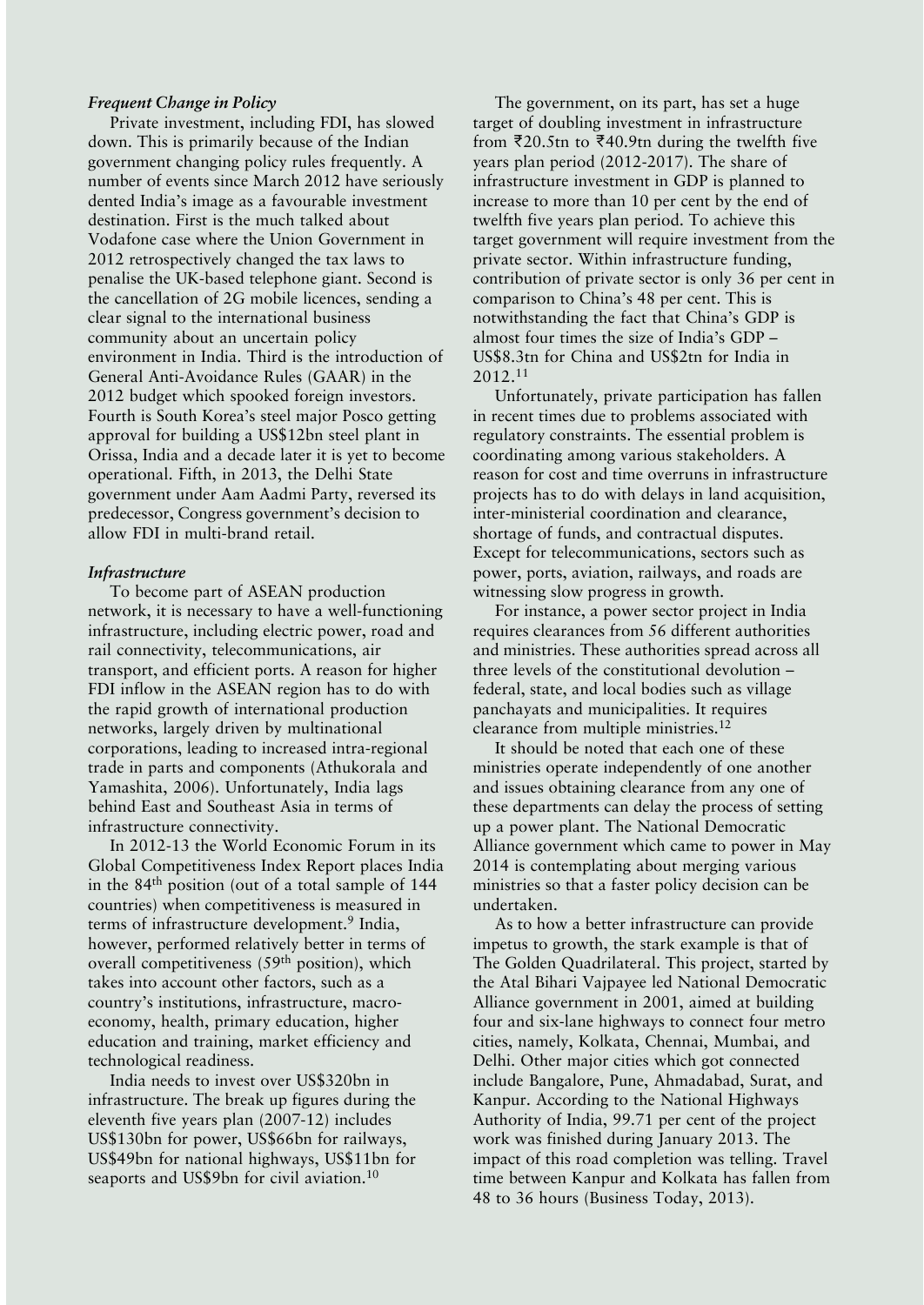***Frequent Change in Policy***

Private investment, including FDI, has slowed down. This is primarily because of the Indian government changing policy rules frequently. A number of events since March 2012 have seriously dented India's image as a favourable investment destination. First is the much talked about Vodafone case where the Union Government in 2012 retrospectively changed the tax laws to penalise the UK-based telephone giant. Second is the cancellation of 2G mobile licences, sending a clear signal to the international business community about an uncertain policy environment in India. Third is the introduction of General Anti-Avoidance Rules (GAAR) in the 2012 budget which spooked foreign investors. Fourth is South Korea's steel major Posco getting approval for building a US$12bn steel plant in Orissa, India and a decade later it is yet to become operational. Fifth, in 2013, the Delhi State government under Aam Aadmi Party, reversed its predecessor, Congress government's decision to allow FDI in multi-brand retail.

***Infrastructure***

To become part of ASEAN production network, it is necessary to have a well-functioning infrastructure, including electric power, road and rail connectivity, telecommunications, air transport, and efficient ports. A reason for higher FDI inflow in the ASEAN region has to do with the rapid growth of international production networks, largely driven by multinational corporations, leading to increased intra-regional trade in parts and components (Athukorala and Yamashita, 2006). Unfortunately, India lags behind East and Southeast Asia in terms of infrastructure connectivity.

In 2012-13 the World Economic Forum in its Global Competitiveness Index Report places India in the 84th position (out of a total sample of 144 countries) when competitiveness is measured in terms of infrastructure development.[9] India, however, performed relatively better in terms of overall competitiveness (59th position), which takes into account other factors, such as a country's institutions, infrastructure, macro-economy, health, primary education, higher education and training, market efficiency and technological readiness.

India needs to invest over US$320bn in infrastructure. The break up figures during the eleventh five years plan (2007-12) includes US$130bn for power, US$66bn for railways, US$49bn for national highways, US$11bn for seaports and US$9bn for civil aviation.[10]

The government, on its part, has set a huge target of doubling investment in infrastructure from ₹20.5tn to ₹40.9tn during the twelfth five years plan period (2012-2017). The share of infrastructure investment in GDP is planned to increase to more than 10 per cent by the end of twelfth five years plan period. To achieve this target government will require investment from the private sector. Within infrastructure funding, contribution of private sector is only 36 per cent in comparison to China's 48 per cent. This is notwithstanding the fact that China's GDP is almost four times the size of India's GDP – US$8.3tn for China and US$2tn for India in 2012.[11]

Unfortunately, private participation has fallen in recent times due to problems associated with regulatory constraints. The essential problem is coordinating among various stakeholders. A reason for cost and time overruns in infrastructure projects has to do with delays in land acquisition, inter-ministerial coordination and clearance, shortage of funds, and contractual disputes. Except for telecommunications, sectors such as power, ports, aviation, railways, and roads are witnessing slow progress in growth.

For instance, a power sector project in India requires clearances from 56 different authorities and ministries. These authorities spread across all three levels of the constitutional devolution – federal, state, and local bodies such as village panchayats and municipalities. It requires clearance from multiple ministries.[12]

It should be noted that each one of these ministries operate independently of one another and issues obtaining clearance from any one of these departments can delay the process of setting up a power plant. The National Democratic Alliance government which came to power in May 2014 is contemplating about merging various ministries so that a faster policy decision can be undertaken.

As to how a better infrastructure can provide impetus to growth, the stark example is that of The Golden Quadrilateral. This project, started by the Atal Bihari Vajpayee led National Democratic Alliance government in 2001, aimed at building four and six-lane highways to connect four metro cities, namely, Kolkata, Chennai, Mumbai, and Delhi. Other major cities which got connected include Bangalore, Pune, Ahmadabad, Surat, and Kanpur. According to the National Highways Authority of India, 99.71 per cent of the project work was finished during January 2013. The impact of this road completion was telling. Travel time between Kanpur and Kolkata has fallen from 48 to 36 hours (Business Today, 2013).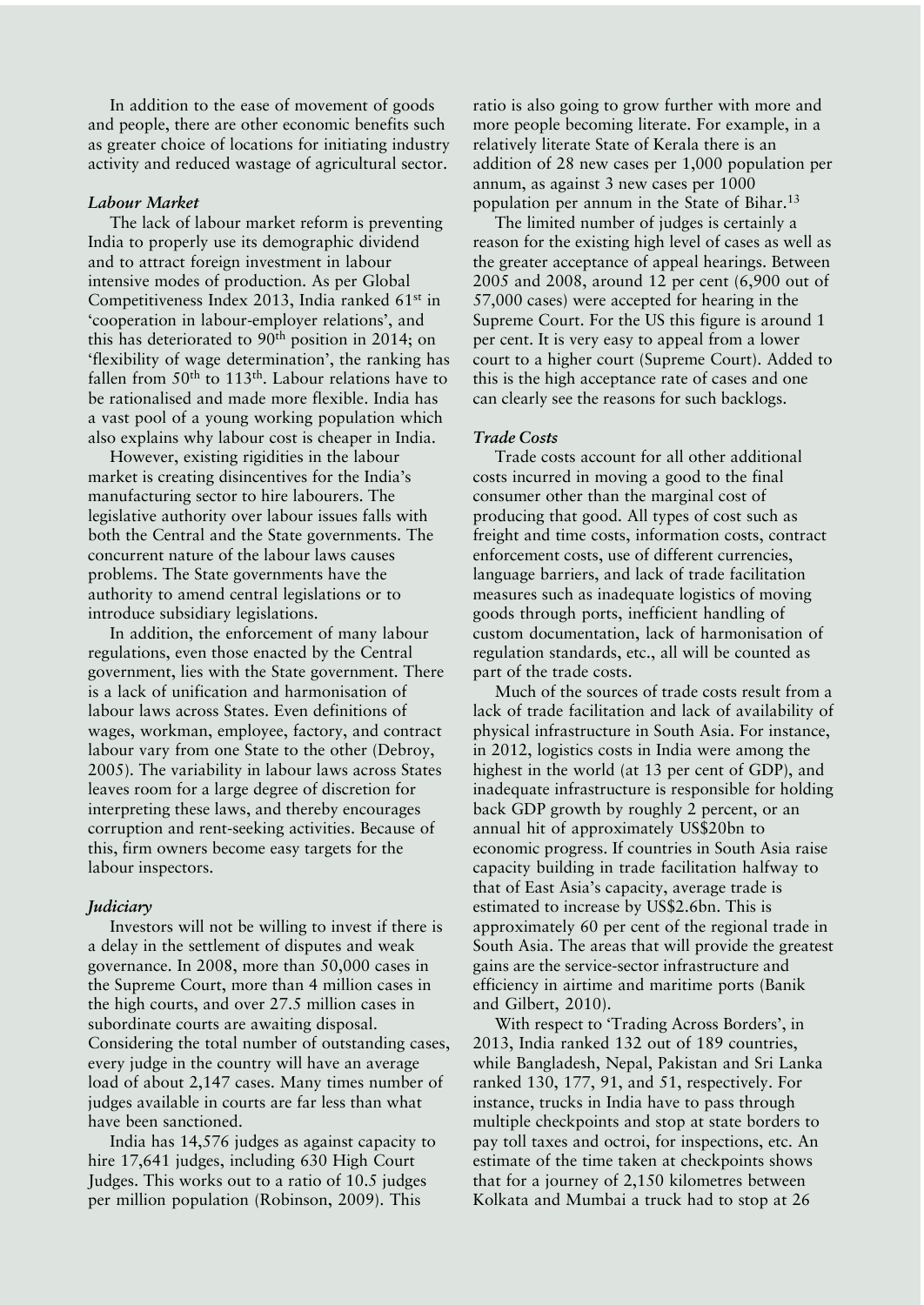In addition to the ease of movement of goods and people, there are other economic benefits such as greater choice of locations for initiating industry activity and reduced wastage of agricultural sector.

### *Labour Market*

The lack of labour market reform is preventing India to properly use its demographic dividend and to attract foreign investment in labour intensive modes of production. As per Global Competitiveness Index 2013, India ranked 61st in 'cooperation in labour-employer relations', and this has deteriorated to 90th position in 2014; on 'flexibility of wage determination', the ranking has fallen from 50th to 113th. Labour relations have to be rationalised and made more flexible. India has a vast pool of a young working population which also explains why labour cost is cheaper in India.

However, existing rigidities in the labour market is creating disincentives for the India's manufacturing sector to hire labourers. The legislative authority over labour issues falls with both the Central and the State governments. The concurrent nature of the labour laws causes problems. The State governments have the authority to amend central legislations or to introduce subsidiary legislations.

In addition, the enforcement of many labour regulations, even those enacted by the Central government, lies with the State government. There is a lack of unification and harmonisation of labour laws across States. Even definitions of wages, workman, employee, factory, and contract labour vary from one State to the other (Debroy, 2005). The variability in labour laws across States leaves room for a large degree of discretion for interpreting these laws, and thereby encourages corruption and rent-seeking activities. Because of this, firm owners become easy targets for the labour inspectors.

### *Judiciary*

Investors will not be willing to invest if there is a delay in the settlement of disputes and weak governance. In 2008, more than 50,000 cases in the Supreme Court, more than 4 million cases in the high courts, and over 27.5 million cases in subordinate courts are awaiting disposal. Considering the total number of outstanding cases, every judge in the country will have an average load of about 2,147 cases. Many times number of judges available in courts are far less than what have been sanctioned.

India has 14,576 judges as against capacity to hire 17,641 judges, including 630 High Court Judges. This works out to a ratio of 10.5 judges per million population (Robinson, 2009). This ratio is also going to grow further with more and more people becoming literate. For example, in a relatively literate State of Kerala there is an addition of 28 new cases per 1,000 population per annum, as against 3 new cases per 1000 population per annum in the State of Bihar.[13]

The limited number of judges is certainly a reason for the existing high level of cases as well as the greater acceptance of appeal hearings. Between 2005 and 2008, around 12 per cent (6,900 out of 57,000 cases) were accepted for hearing in the Supreme Court. For the US this figure is around 1 per cent. It is very easy to appeal from a lower court to a higher court (Supreme Court). Added to this is the high acceptance rate of cases and one can clearly see the reasons for such backlogs.

### *Trade Costs*

Trade costs account for all other additional costs incurred in moving a good to the final consumer other than the marginal cost of producing that good. All types of cost such as freight and time costs, information costs, contract enforcement costs, use of different currencies, language barriers, and lack of trade facilitation measures such as inadequate logistics of moving goods through ports, inefficient handling of custom documentation, lack of harmonisation of regulation standards, etc., all will be counted as part of the trade costs.

Much of the sources of trade costs result from a lack of trade facilitation and lack of availability of physical infrastructure in South Asia. For instance, in 2012, logistics costs in India were among the highest in the world (at 13 per cent of GDP), and inadequate infrastructure is responsible for holding back GDP growth by roughly 2 percent, or an annual hit of approximately US$20bn to economic progress. If countries in South Asia raise capacity building in trade facilitation halfway to that of East Asia's capacity, average trade is estimated to increase by US$2.6bn. This is approximately 60 per cent of the regional trade in South Asia. The areas that will provide the greatest gains are the service-sector infrastructure and efficiency in airtime and maritime ports (Banik and Gilbert, 2010).

With respect to 'Trading Across Borders', in 2013, India ranked 132 out of 189 countries, while Bangladesh, Nepal, Pakistan and Sri Lanka ranked 130, 177, 91, and 51, respectively. For instance, trucks in India have to pass through multiple checkpoints and stop at state borders to pay toll taxes and octroi, for inspections, etc. An estimate of the time taken at checkpoints shows that for a journey of 2,150 kilometres between Kolkata and Mumbai a truck had to stop at 26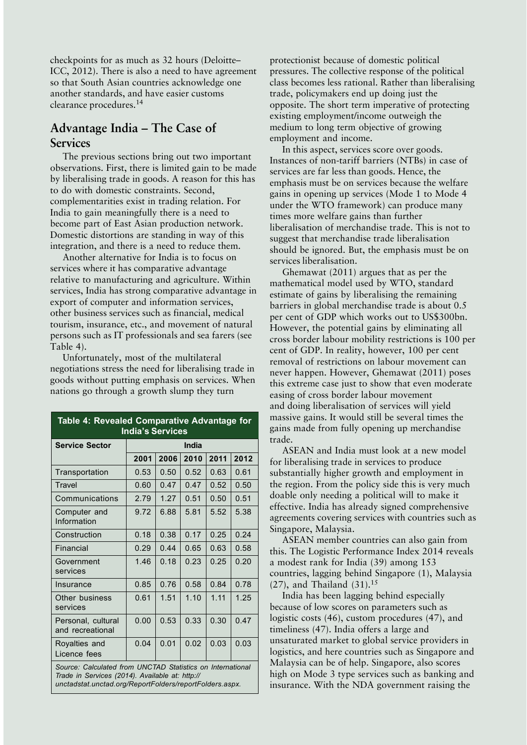checkpoints for as much as 32 hours (Deloitte–ICC, 2012). There is also a need to have agreement so that South Asian countries acknowledge one another standards, and have easier customs clearance procedures.[14]

## Advantage India – The Case of Services

The previous sections bring out two important observations. First, there is limited gain to be made by liberalising trade in goods. A reason for this has to do with domestic constraints. Second, complementarities exist in trading relation. For India to gain meaningfully there is a need to become part of East Asian production network. Domestic distortions are standing in way of this integration, and there is a need to reduce them.

Another alternative for India is to focus on services where it has comparative advantage relative to manufacturing and agriculture. Within services, India has strong comparative advantage in export of computer and information services, other business services such as financial, medical tourism, insurance, etc., and movement of natural persons such as IT professionals and sea farers (see Table 4).

Unfortunately, most of the multilateral negotiations stress the need for liberalising trade in goods without putting emphasis on services. When nations go through a growth slump they turn protectionist because of domestic political pressures. The collective response of the political class becomes less rational. Rather than liberalising trade, policymakers end up doing just the opposite. The short term imperative of protecting existing employment/income outweigh the medium to long term objective of growing employment and income.

In this aspect, services score over goods. Instances of non-tariff barriers (NTBs) in case of services are far less than goods. Hence, the emphasis must be on services because the welfare gains in opening up services (Mode 1 to Mode 4 under the WTO framework) can produce many times more welfare gains than further liberalisation of merchandise trade. This is not to suggest that merchandise trade liberalisation should be ignored. But, the emphasis must be on services liberalisation.

Ghemawat (2011) argues that as per the mathematical model used by WTO, standard estimate of gains by liberalising the remaining barriers in global merchandise trade is about 0.5 per cent of GDP which works out to US$300bn. However, the potential gains by eliminating all cross border labour mobility restrictions is 100 per cent of GDP. In reality, however, 100 per cent removal of restrictions on labour movement can never happen. However, Ghemawat (2011) poses this extreme case just to show that even moderate easing of cross border labour movement and doing liberalisation of services will yield massive gains. It would still be several times the gains made from fully opening up merchandise trade.

ASEAN and India must look at a new model for liberalising trade in services to produce substantially higher growth and employment in the region. From the policy side this is very much doable only needing a political will to make it effective. India has already signed comprehensive agreements covering services with countries such as Singapore, Malaysia.

ASEAN member countries can also gain from this. The Logistic Performance Index 2014 reveals a modest rank for India (39) among 153 countries, lagging behind Singapore (1), Malaysia (27), and Thailand (31).[15]

India has been lagging behind especially because of low scores on parameters such as logistic costs (46), custom procedures (47), and timeliness (47). India offers a large and unsaturated market to global service providers in logistics, and here countries such as Singapore and Malaysia can be of help. Singapore, also scores high on Mode 3 type services such as banking and insurance. With the NDA government raising the

**Table 4: Revealed Comparative Advantage for India's Services**

| Service Sector | India | | | | |
|---|---|---|---|---|---|
| | 2001 | 2006 | 2010 | 2011 | 2012 |
| Transportation | 0.53 | 0.50 | 0.52 | 0.63 | 0.61 |
| Travel | 0.60 | 0.47 | 0.47 | 0.52 | 0.50 |
| Communications | 2.79 | 1.27 | 0.51 | 0.50 | 0.51 |
| Computer and Information | 9.72 | 6.88 | 5.81 | 5.52 | 5.38 |
| Construction | 0.18 | 0.38 | 0.17 | 0.25 | 0.24 |
| Financial | 0.29 | 0.44 | 0.65 | 0.63 | 0.58 |
| Government services | 1.46 | 0.18 | 0.23 | 0.25 | 0.20 |
| Insurance | 0.85 | 0.76 | 0.58 | 0.84 | 0.78 |
| Other business services | 0.61 | 1.51 | 1.10 | 1.11 | 1.25 |
| Personal, cultural and recreational | 0.00 | 0.53 | 0.33 | 0.30 | 0.47 |
| Royalties and Licence fees | 0.04 | 0.01 | 0.02 | 0.03 | 0.03 |

*Source: Calculated from UNCTAD Statistics on International Trade in Services (2014). Available at: http://unctadstat.unctad.org/ReportFolders/reportFolders.aspx.*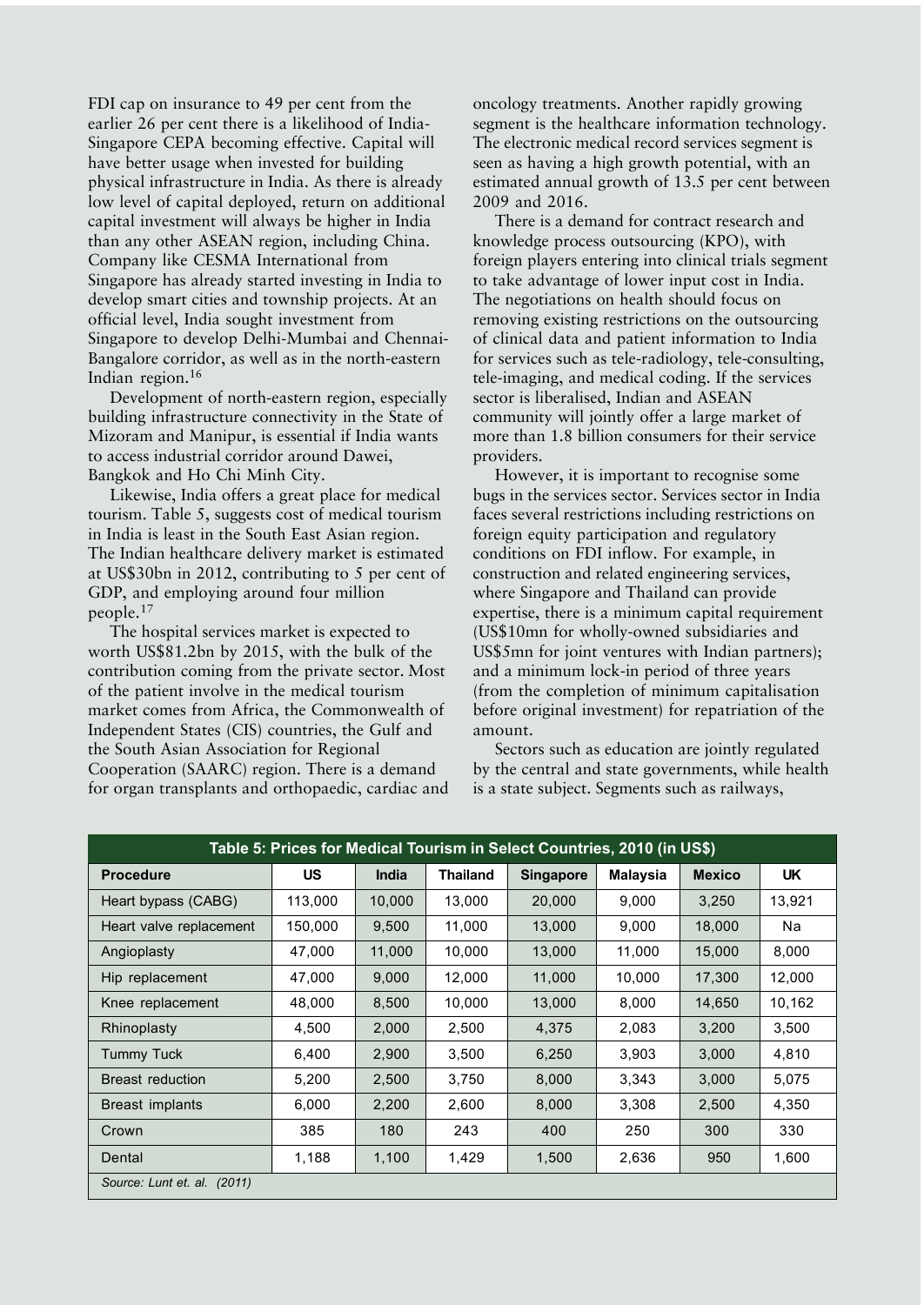FDI cap on insurance to 49 per cent from the earlier 26 per cent there is a likelihood of India-Singapore CEPA becoming effective. Capital will have better usage when invested for building physical infrastructure in India. As there is already low level of capital deployed, return on additional capital investment will always be higher in India than any other ASEAN region, including China. Company like CESMA International from Singapore has already started investing in India to develop smart cities and township projects. At an official level, India sought investment from Singapore to develop Delhi-Mumbai and Chennai-Bangalore corridor, as well as in the north-eastern Indian region.[16]

Development of north-eastern region, especially building infrastructure connectivity in the State of Mizoram and Manipur, is essential if India wants to access industrial corridor around Dawei, Bangkok and Ho Chi Minh City.

Likewise, India offers a great place for medical tourism. Table 5, suggests cost of medical tourism in India is least in the South East Asian region. The Indian healthcare delivery market is estimated at US$30bn in 2012, contributing to 5 per cent of GDP, and employing around four million people.[17]

The hospital services market is expected to worth US$81.2bn by 2015, with the bulk of the contribution coming from the private sector. Most of the patient involve in the medical tourism market comes from Africa, the Commonwealth of Independent States (CIS) countries, the Gulf and the South Asian Association for Regional Cooperation (SAARC) region. There is a demand for organ transplants and orthopaedic, cardiac and oncology treatments. Another rapidly growing segment is the healthcare information technology. The electronic medical record services segment is seen as having a high growth potential, with an estimated annual growth of 13.5 per cent between 2009 and 2016.

There is a demand for contract research and knowledge process outsourcing (KPO), with foreign players entering into clinical trials segment to take advantage of lower input cost in India. The negotiations on health should focus on removing existing restrictions on the outsourcing of clinical data and patient information to India for services such as tele-radiology, tele-consulting, tele-imaging, and medical coding. If the services sector is liberalised, Indian and ASEAN community will jointly offer a large market of more than 1.8 billion consumers for their service providers.

However, it is important to recognise some bugs in the services sector. Services sector in India faces several restrictions including restrictions on foreign equity participation and regulatory conditions on FDI inflow. For example, in construction and related engineering services, where Singapore and Thailand can provide expertise, there is a minimum capital requirement (US$10mn for wholly-owned subsidiaries and US$5mn for joint ventures with Indian partners); and a minimum lock-in period of three years (from the completion of minimum capitalisation before original investment) for repatriation of the amount.

Sectors such as education are jointly regulated by the central and state governments, while health is a state subject. Segments such as railways,

**Table 5: Prices for Medical Tourism in Select Countries, 2010 (in US$)**

| Procedure | US | India | Thailand | Singapore | Malaysia | Mexico | UK |
|---|---|---|---|---|---|---|---|
| Heart bypass (CABG) | 113,000 | 10,000 | 13,000 | 20,000 | 9,000 | 3,250 | 13,921 |
| Heart valve replacement | 150,000 | 9,500 | 11,000 | 13,000 | 9,000 | 18,000 | Na |
| Angioplasty | 47,000 | 11,000 | 10,000 | 13,000 | 11,000 | 15,000 | 8,000 |
| Hip replacement | 47,000 | 9,000 | 12,000 | 11,000 | 10,000 | 17,300 | 12,000 |
| Knee replacement | 48,000 | 8,500 | 10,000 | 13,000 | 8,000 | 14,650 | 10,162 |
| Rhinoplasty | 4,500 | 2,000 | 2,500 | 4,375 | 2,083 | 3,200 | 3,500 |
| Tummy Tuck | 6,400 | 2,900 | 3,500 | 6,250 | 3,903 | 3,000 | 4,810 |
| Breast reduction | 5,200 | 2,500 | 3,750 | 8,000 | 3,343 | 3,000 | 5,075 |
| Breast implants | 6,000 | 2,200 | 2,600 | 8,000 | 3,308 | 2,500 | 4,350 |
| Crown | 385 | 180 | 243 | 400 | 250 | 300 | 330 |
| Dental | 1,188 | 1,100 | 1,429 | 1,500 | 2,636 | 950 | 1,600 |

*Source: Lunt et. al. (2011)*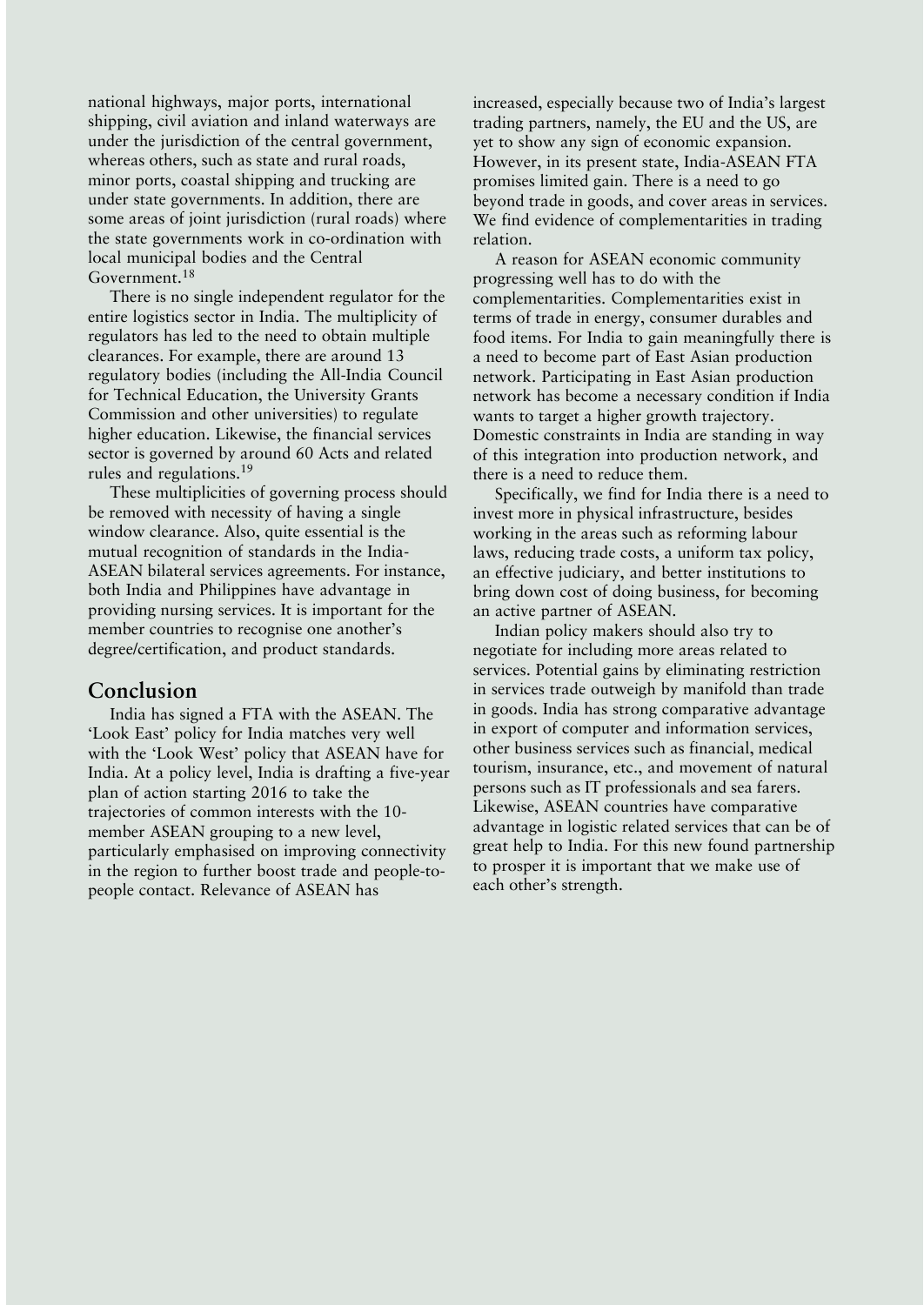national highways, major ports, international shipping, civil aviation and inland waterways are under the jurisdiction of the central government, whereas others, such as state and rural roads, minor ports, coastal shipping and trucking are under state governments. In addition, there are some areas of joint jurisdiction (rural roads) where the state governments work in co-ordination with local municipal bodies and the Central Government.[18]

There is no single independent regulator for the entire logistics sector in India. The multiplicity of regulators has led to the need to obtain multiple clearances. For example, there are around 13 regulatory bodies (including the All-India Council for Technical Education, the University Grants Commission and other universities) to regulate higher education. Likewise, the financial services sector is governed by around 60 Acts and related rules and regulations.[19]

These multiplicities of governing process should be removed with necessity of having a single window clearance. Also, quite essential is the mutual recognition of standards in the India-ASEAN bilateral services agreements. For instance, both India and Philippines have advantage in providing nursing services. It is important for the member countries to recognise one another's degree/certification, and product standards.

## Conclusion

India has signed a FTA with the ASEAN. The 'Look East' policy for India matches very well with the 'Look West' policy that ASEAN have for India. At a policy level, India is drafting a five-year plan of action starting 2016 to take the trajectories of common interests with the 10-member ASEAN grouping to a new level, particularly emphasised on improving connectivity in the region to further boost trade and people-to-people contact. Relevance of ASEAN has increased, especially because two of India's largest trading partners, namely, the EU and the US, are yet to show any sign of economic expansion. However, in its present state, India-ASEAN FTA promises limited gain. There is a need to go beyond trade in goods, and cover areas in services. We find evidence of complementarities in trading relation.

A reason for ASEAN economic community progressing well has to do with the complementarities. Complementarities exist in terms of trade in energy, consumer durables and food items. For India to gain meaningfully there is a need to become part of East Asian production network. Participating in East Asian production network has become a necessary condition if India wants to target a higher growth trajectory. Domestic constraints in India are standing in way of this integration into production network, and there is a need to reduce them.

Specifically, we find for India there is a need to invest more in physical infrastructure, besides working in the areas such as reforming labour laws, reducing trade costs, a uniform tax policy, an effective judiciary, and better institutions to bring down cost of doing business, for becoming an active partner of ASEAN.

Indian policy makers should also try to negotiate for including more areas related to services. Potential gains by eliminating restriction in services trade outweigh by manifold than trade in goods. India has strong comparative advantage in export of computer and information services, other business services such as financial, medical tourism, insurance, etc., and movement of natural persons such as IT professionals and sea farers. Likewise, ASEAN countries have comparative advantage in logistic related services that can be of great help to India. For this new found partnership to prosper it is important that we make use of each other's strength.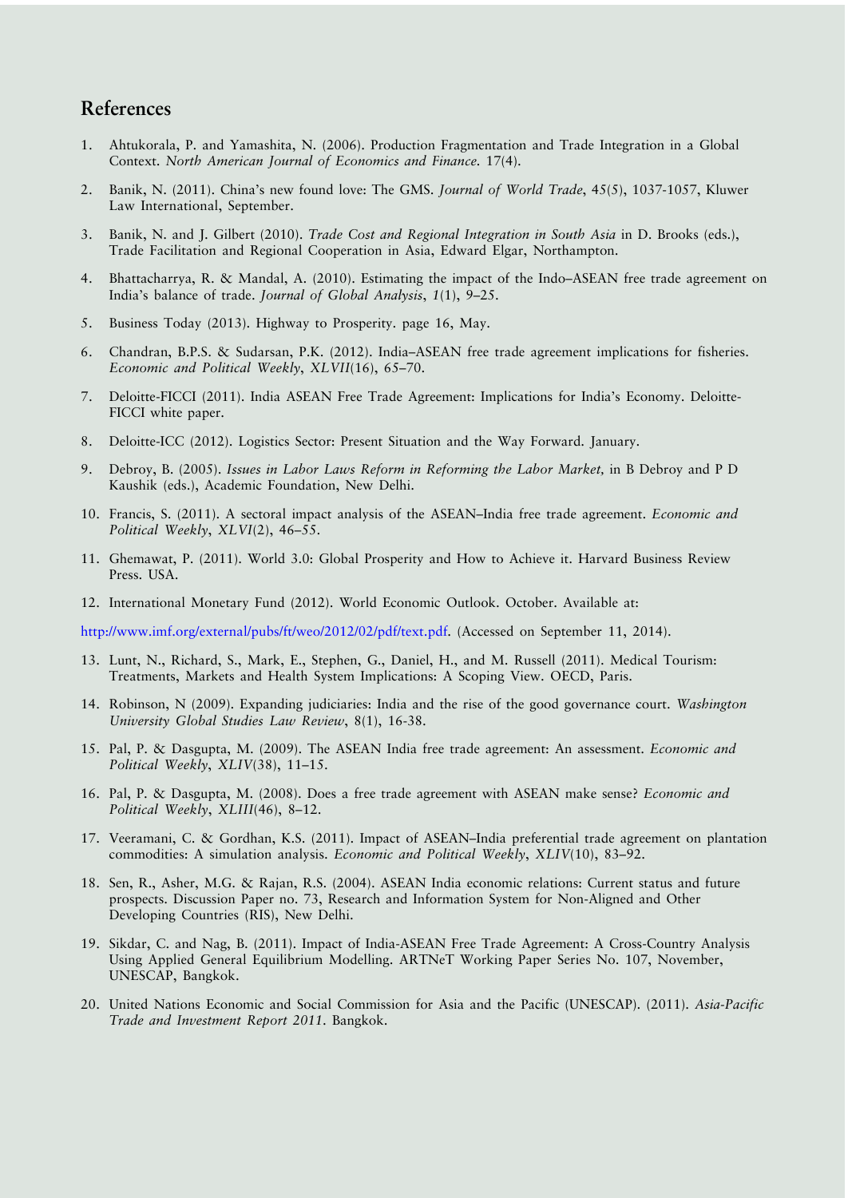## References

1. Ahtukorala, P. and Yamashita, N. (2006). Production Fragmentation and Trade Integration in a Global Context. *North American Journal of Economics and Finance*. 17(4).
2. Banik, N. (2011). China's new found love: The GMS. *Journal of World Trade*, 45(5), 1037-1057, Kluwer Law International, September.
3. Banik, N. and J. Gilbert (2010). *Trade Cost and Regional Integration in South Asia* in D. Brooks (eds.), Trade Facilitation and Regional Cooperation in Asia, Edward Elgar, Northampton.
4. Bhattacharrya, R. & Mandal, A. (2010). Estimating the impact of the Indo–ASEAN free trade agreement on India's balance of trade. *Journal of Global Analysis*, *1*(1), 9–25.
5. Business Today (2013). Highway to Prosperity. page 16, May.
6. Chandran, B.P.S. & Sudarsan, P.K. (2012). India–ASEAN free trade agreement implications for fisheries. *Economic and Political Weekly*, *XLVII*(16), 65–70.
7. Deloitte-FICCI (2011). India ASEAN Free Trade Agreement: Implications for India's Economy. Deloitte-FICCI white paper.
8. Deloitte-ICC (2012). Logistics Sector: Present Situation and the Way Forward. January.
9. Debroy, B. (2005). *Issues in Labor Laws Reform in Reforming the Labor Market,* in B Debroy and P D Kaushik (eds.), Academic Foundation, New Delhi.
10. Francis, S. (2011). A sectoral impact analysis of the ASEAN–India free trade agreement. *Economic and Political Weekly*, *XLVI*(2), 46–55.
11. Ghemawat, P. (2011). World 3.0: Global Prosperity and How to Achieve it. Harvard Business Review Press. USA.
12. International Monetary Fund (2012). World Economic Outlook. October. Available at:

http://www.imf.org/external/pubs/ft/weo/2012/02/pdf/text.pdf. (Accessed on September 11, 2014).

13. Lunt, N., Richard, S., Mark, E., Stephen, G., Daniel, H., and M. Russell (2011). Medical Tourism: Treatments, Markets and Health System Implications: A Scoping View. OECD, Paris.
14. Robinson, N (2009). Expanding judiciaries: India and the rise of the good governance court. *Washington University Global Studies Law Review*, 8(1), 16-38.
15. Pal, P. & Dasgupta, M. (2009). The ASEAN India free trade agreement: An assessment. *Economic and Political Weekly*, *XLIV*(38), 11–15.
16. Pal, P. & Dasgupta, M. (2008). Does a free trade agreement with ASEAN make sense? *Economic and Political Weekly*, *XLIII*(46), 8–12.
17. Veeramani, C. & Gordhan, K.S. (2011). Impact of ASEAN–India preferential trade agreement on plantation commodities: A simulation analysis. *Economic and Political Weekly*, *XLIV*(10), 83–92.
18. Sen, R., Asher, M.G. & Rajan, R.S. (2004). ASEAN India economic relations: Current status and future prospects. Discussion Paper no. 73, Research and Information System for Non-Aligned and Other Developing Countries (RIS), New Delhi.
19. Sikdar, C. and Nag, B. (2011). Impact of India-ASEAN Free Trade Agreement: A Cross-Country Analysis Using Applied General Equilibrium Modelling. ARTNeT Working Paper Series No. 107, November, UNESCAP, Bangkok.
20. United Nations Economic and Social Commission for Asia and the Pacific (UNESCAP). (2011). *Asia-Pacific Trade and Investment Report 2011*. Bangkok.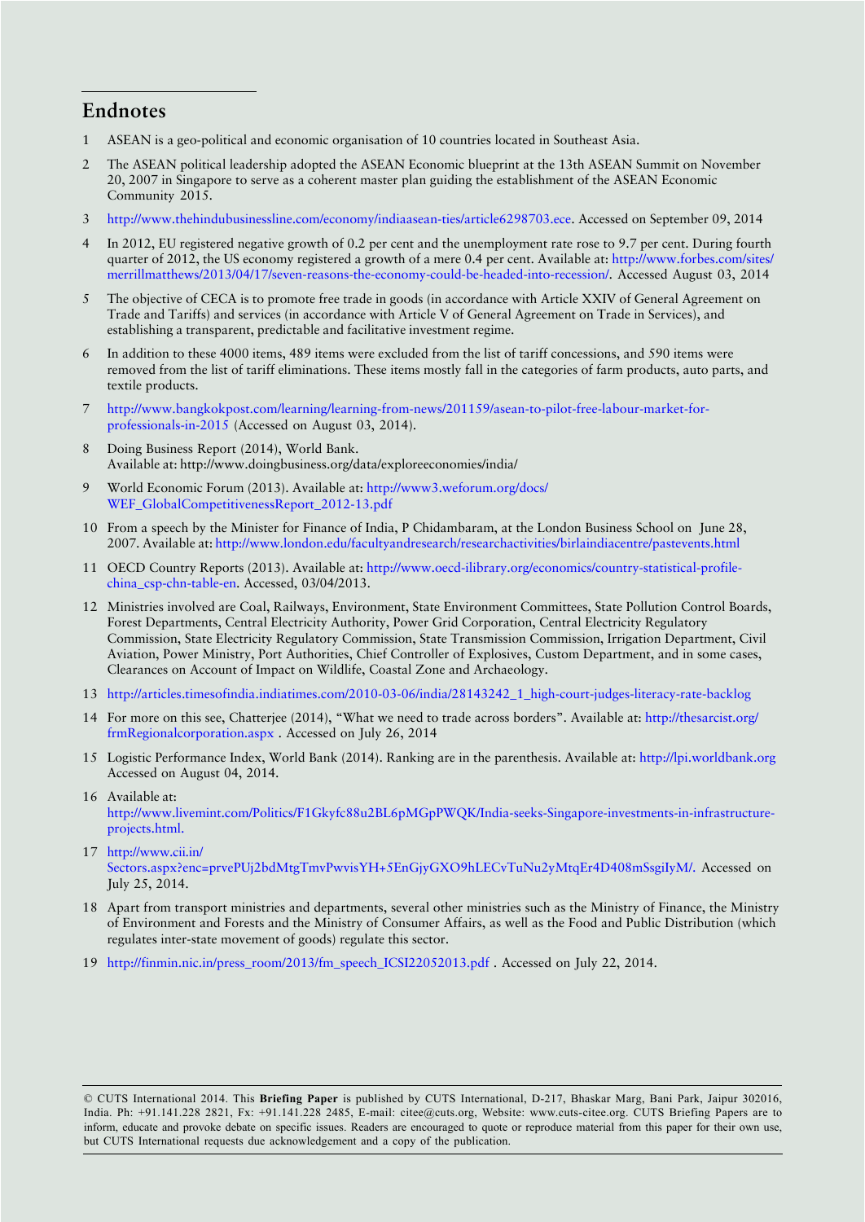## Endnotes

1 ASEAN is a geo-political and economic organisation of 10 countries located in Southeast Asia.

2 The ASEAN political leadership adopted the ASEAN Economic blueprint at the 13th ASEAN Summit on November 20, 2007 in Singapore to serve as a coherent master plan guiding the establishment of the ASEAN Economic Community 2015.

3 http://www.thehindubusinessline.com/economy/indiaasean-ties/article6298703.ece. Accessed on September 09, 2014

4 In 2012, EU registered negative growth of 0.2 per cent and the unemployment rate rose to 9.7 per cent. During fourth quarter of 2012, the US economy registered a growth of a mere 0.4 per cent. Available at: http://www.forbes.com/sites/merrillmatthews/2013/04/17/seven-reasons-the-economy-could-be-headed-into-recession/. Accessed August 03, 2014

5 The objective of CECA is to promote free trade in goods (in accordance with Article XXIV of General Agreement on Trade and Tariffs) and services (in accordance with Article V of General Agreement on Trade in Services), and establishing a transparent, predictable and facilitative investment regime.

6 In addition to these 4000 items, 489 items were excluded from the list of tariff concessions, and 590 items were removed from the list of tariff eliminations. These items mostly fall in the categories of farm products, auto parts, and textile products.

7 http://www.bangkokpost.com/learning/learning-from-news/201159/asean-to-pilot-free-labour-market-for-professionals-in-2015 (Accessed on August 03, 2014).

8 Doing Business Report (2014), World Bank.
Available at: http://www.doingbusiness.org/data/exploreeconomies/india/

9 World Economic Forum (2013). Available at: http://www3.weforum.org/docs/WEF_GlobalCompetitivenessReport_2012-13.pdf

10 From a speech by the Minister for Finance of India, P Chidambaram, at the London Business School on June 28, 2007. Available at: http://www.london.edu/facultyandresearch/researchactivities/birlaindiacentre/pastevents.html

11 OECD Country Reports (2013). Available at: http://www.oecd-ilibrary.org/economics/country-statistical-profile-china_csp-chn-table-en. Accessed, 03/04/2013.

12 Ministries involved are Coal, Railways, Environment, State Environment Committees, State Pollution Control Boards, Forest Departments, Central Electricity Authority, Power Grid Corporation, Central Electricity Regulatory Commission, State Electricity Regulatory Commission, State Transmission Commission, Irrigation Department, Civil Aviation, Power Ministry, Port Authorities, Chief Controller of Explosives, Custom Department, and in some cases, Clearances on Account of Impact on Wildlife, Coastal Zone and Archaeology.

13 http://articles.timesofindia.indiatimes.com/2010-03-06/india/28143242_1_high-court-judges-literacy-rate-backlog

14 For more on this see, Chatterjee (2014), "What we need to trade across borders". Available at: http://thesarcist.org/frmRegionalcorporation.aspx . Accessed on July 26, 2014

15 Logistic Performance Index, World Bank (2014). Ranking are in the parenthesis. Available at: http://lpi.worldbank.org Accessed on August 04, 2014.

16 Available at:
http://www.livemint.com/Politics/F1Gkyfc88u2BL6pMGpPWQK/India-seeks-Singapore-investments-in-infrastructure-projects.html.

17 http://www.cii.in/Sectors.aspx?enc=prvePUj2bdMtgTmvPwvisYH+5EnGjyGXO9hLECvTuNu2yMtqEr4D408mSsgiIyM/. Accessed on July 25, 2014.

18 Apart from transport ministries and departments, several other ministries such as the Ministry of Finance, the Ministry of Environment and Forests and the Ministry of Consumer Affairs, as well as the Food and Public Distribution (which regulates inter-state movement of goods) regulate this sector.

19 http://finmin.nic.in/press_room/2013/fm_speech_ICSI22052013.pdf . Accessed on July 22, 2014.

© CUTS International 2014. This **Briefing Paper** is published by CUTS International, D-217, Bhaskar Marg, Bani Park, Jaipur 302016, India. Ph: +91.141.228 2821, Fx: +91.141.228 2485, E-mail: citee@cuts.org, Website: www.cuts-citee.org. CUTS Briefing Papers are to inform, educate and provoke debate on specific issues. Readers are encouraged to quote or reproduce material from this paper for their own use, but CUTS International requests due acknowledgement and a copy of the publication.